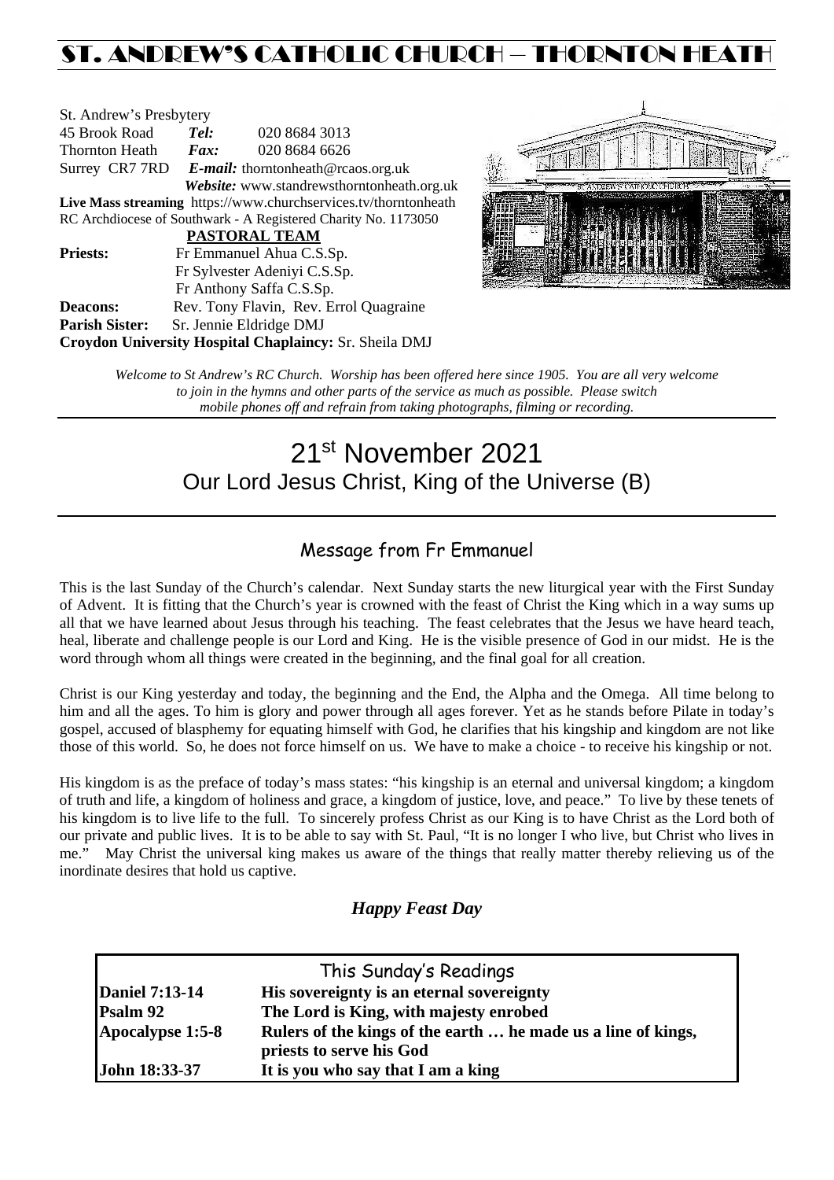# ST. ANDREW'S CATHOLIC CHURCH – THORNTON HEATH

St. Andrew's Presbytery
45 Brook Road *Tel:* 020 8684 3013
Thornton Heath *Fax:* 020 8684 6626
Surrey CR7 7RD *E-mail:* thorntonheath@rcaos.org.uk
*Website:* www.standrewsthorntonheath.org.uk
**Live Mass streaming** https://www.churchservices.tv/thorntonheath
RC Archdiocese of Southwark - A Registered Charity No. 1173050

**PASTORAL TEAM**

**Priests:** Fr Emmanuel Ahua C.S.Sp.
Fr Sylvester Adeniyi C.S.Sp.
Fr Anthony Saffa C.S.Sp.
**Deacons:** Rev. Tony Flavin, Rev. Errol Quagraine
**Parish Sister:** Sr. Jennie Eldridge DMJ
**Croydon University Hospital Chaplaincy:** Sr. Sheila DMJ

*Welcome to St Andrew's RC Church. Worship has been offered here since 1905. You are all very welcome to join in the hymns and other parts of the service as much as possible. Please switch mobile phones off and refrain from taking photographs, filming or recording.*

# 21st November 2021
## Our Lord Jesus Christ, King of the Universe (B)

### Message from Fr Emmanuel

This is the last Sunday of the Church's calendar. Next Sunday starts the new liturgical year with the First Sunday of Advent. It is fitting that the Church's year is crowned with the feast of Christ the King which in a way sums up all that we have learned about Jesus through his teaching. The feast celebrates that the Jesus we have heard teach, heal, liberate and challenge people is our Lord and King. He is the visible presence of God in our midst. He is the word through whom all things were created in the beginning, and the final goal for all creation.

Christ is our King yesterday and today, the beginning and the End, the Alpha and the Omega. All time belong to him and all the ages. To him is glory and power through all ages forever. Yet as he stands before Pilate in today's gospel, accused of blasphemy for equating himself with God, he clarifies that his kingship and kingdom are not like those of this world. So, he does not force himself on us. We have to make a choice - to receive his kingship or not.

His kingdom is as the preface of today's mass states: "his kingship is an eternal and universal kingdom; a kingdom of truth and life, a kingdom of holiness and grace, a kingdom of justice, love, and peace." To live by these tenets of his kingdom is to live life to the full. To sincerely profess Christ as our King is to have Christ as the Lord both of our private and public lives. It is to be able to say with St. Paul, "It is no longer I who live, but Christ who lives in me." May Christ the universal king makes us aware of the things that really matter thereby relieving us of the inordinate desires that hold us captive.

***Happy Feast Day***

| This Sunday's Readings | |
|---|---|
| **Daniel 7:13-14** | **His sovereignty is an eternal sovereignty** |
| **Psalm 92** | **The Lord is King, with majesty enrobed** |
| **Apocalypse 1:5-8** | **Rulers of the kings of the earth … he made us a line of kings, priests to serve his God** |
| **John 18:33-37** | **It is you who say that I am a king** |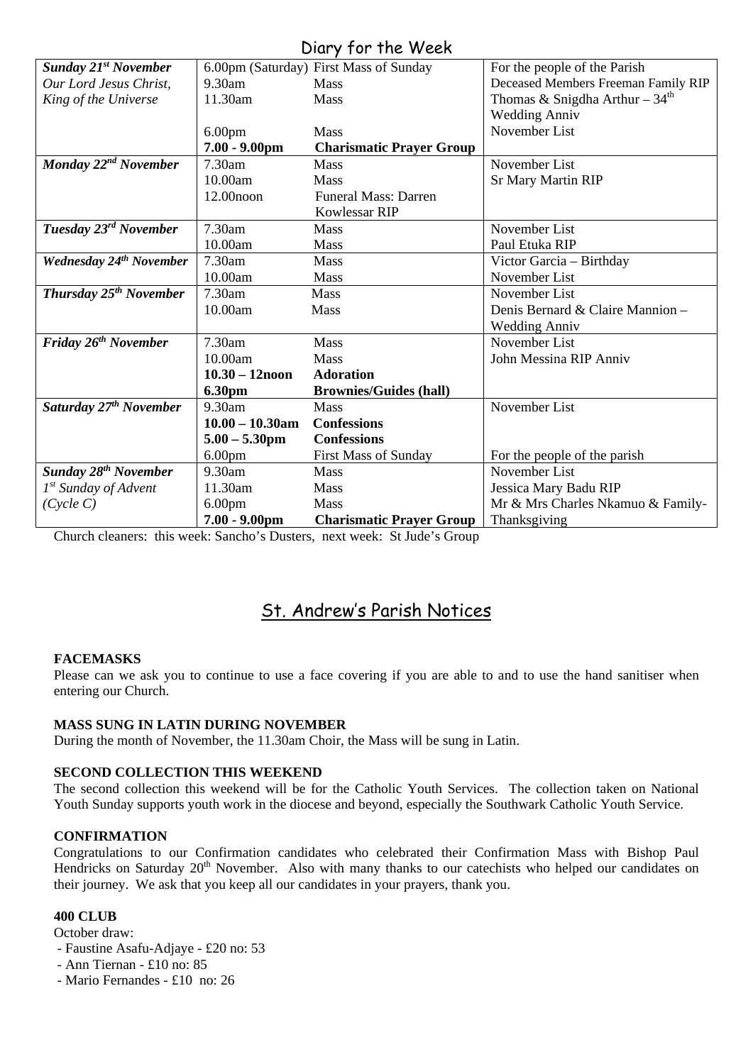## Diary for the Week

| | | | |
|---|---|---|---|
| ***Sunday 21st November*** | 6.00pm (Saturday) | First Mass of Sunday | For the people of the Parish |
| *Our Lord Jesus Christ,* | 9.30am | Mass | Deceased Members Freeman Family RIP |
| *King of the Universe* | 11.30am | Mass | Thomas & Snigdha Arthur – 34th Wedding Anniv |
| | 6.00pm | Mass | November List |
| | **7.00 - 9.00pm** | **Charismatic Prayer Group** | |
| ***Monday 22nd November*** | 7.30am | Mass | November List |
| | 10.00am | Mass | Sr Mary Martin RIP |
| | 12.00noon | Funeral Mass: Darren Kowlessar RIP | |
| ***Tuesday 23rd November*** | 7.30am | Mass | November List |
| | 10.00am | Mass | Paul Etuka RIP |
| ***Wednesday 24th November*** | 7.30am | Mass | Victor Garcia – Birthday |
| | 10.00am | Mass | November List |
| ***Thursday 25th November*** | 7.30am | Mass | November List |
| | 10.00am | Mass | Denis Bernard & Claire Mannion – Wedding Anniv |
| ***Friday 26th November*** | 7.30am | Mass | November List |
| | 10.00am | Mass | John Messina RIP Anniv |
| | **10.30 – 12noon** | **Adoration** | |
| | **6.30pm** | **Brownies/Guides (hall)** | |
| ***Saturday 27th November*** | 9.30am | Mass | November List |
| | **10.00 – 10.30am** | **Confessions** | |
| | **5.00 – 5.30pm** | **Confessions** | |
| | 6.00pm | First Mass of Sunday | For the people of the parish |
| ***Sunday 28th November*** | 9.30am | Mass | November List |
| *1st Sunday of Advent* | 11.30am | Mass | Jessica Mary Badu RIP |
| *(Cycle C)* | 6.00pm | Mass | Mr & Mrs Charles Nkamuo & Family-Thanksgiving |
| | **7.00 - 9.00pm** | **Charismatic Prayer Group** | |

Church cleaners: this week: Sancho's Dusters, next week: St Jude's Group

## St. Andrew's Parish Notices

**FACEMASKS**

Please can we ask you to continue to use a face covering if you are able to and to use the hand sanitiser when entering our Church.

**MASS SUNG IN LATIN DURING NOVEMBER**

During the month of November, the 11.30am Choir, the Mass will be sung in Latin.

**SECOND COLLECTION THIS WEEKEND**

The second collection this weekend will be for the Catholic Youth Services. The collection taken on National Youth Sunday supports youth work in the diocese and beyond, especially the Southwark Catholic Youth Service.

**CONFIRMATION**

Congratulations to our Confirmation candidates who celebrated their Confirmation Mass with Bishop Paul Hendricks on Saturday 20th November. Also with many thanks to our catechists who helped our candidates on their journey. We ask that you keep all our candidates in your prayers, thank you.

**400 CLUB**

October draw:

- Faustine Asafu-Adjaye - £20 no: 53
- Ann Tiernan - £10 no: 85
- Mario Fernandes - £10 no: 26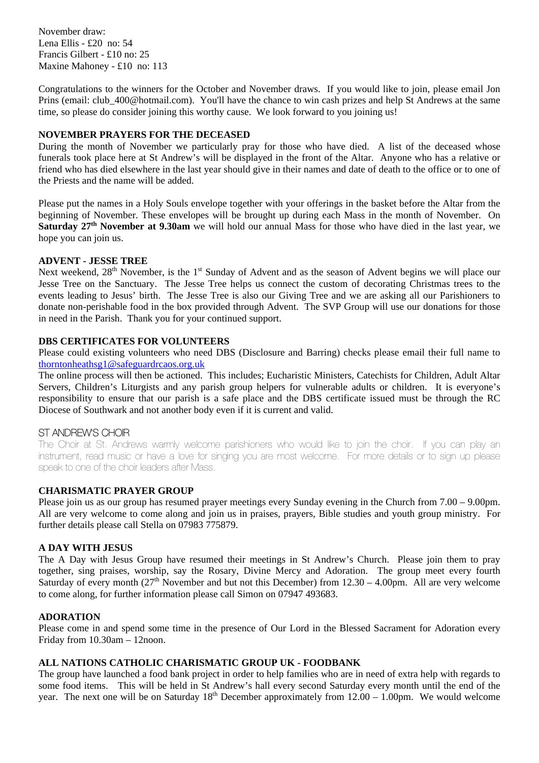November draw:
Lena Ellis - £20 no: 54
Francis Gilbert - £10 no: 25
Maxine Mahoney - £10 no: 113

Congratulations to the winners for the October and November draws. If you would like to join, please email Jon Prins (email: club_400@hotmail.com). You'll have the chance to win cash prizes and help St Andrews at the same time, so please do consider joining this worthy cause. We look forward to you joining us!

**NOVEMBER PRAYERS FOR THE DECEASED**

During the month of November we particularly pray for those who have died. A list of the deceased whose funerals took place here at St Andrew's will be displayed in the front of the Altar. Anyone who has a relative or friend who has died elsewhere in the last year should give in their names and date of death to the office or to one of the Priests and the name will be added.

Please put the names in a Holy Souls envelope together with your offerings in the basket before the Altar from the beginning of November. These envelopes will be brought up during each Mass in the month of November. On **Saturday 27th November at 9.30am** we will hold our annual Mass for those who have died in the last year, we hope you can join us.

**ADVENT - JESSE TREE**

Next weekend, 28th November, is the 1st Sunday of Advent and as the season of Advent begins we will place our Jesse Tree on the Sanctuary. The Jesse Tree helps us connect the custom of decorating Christmas trees to the events leading to Jesus' birth. The Jesse Tree is also our Giving Tree and we are asking all our Parishioners to donate non-perishable food in the box provided through Advent. The SVP Group will use our donations for those in need in the Parish. Thank you for your continued support.

**DBS CERTIFICATES FOR VOLUNTEERS**

Please could existing volunteers who need DBS (Disclosure and Barring) checks please email their full name to thorntonheathsg1@safeguardrcaos.org.uk

The online process will then be actioned. This includes; Eucharistic Ministers, Catechists for Children, Adult Altar Servers, Children's Liturgists and any parish group helpers for vulnerable adults or children. It is everyone's responsibility to ensure that our parish is a safe place and the DBS certificate issued must be through the RC Diocese of Southwark and not another body even if it is current and valid.

ST ANDREW'S CHOIR

The Choir at St. Andrews warmly welcome parishioners who would like to join the choir. If you can play an instrument, read music or have a love for singing you are most welcome. For more details or to sign up please speak to one of the choir leaders after Mass.

**CHARISMATIC PRAYER GROUP**

Please join us as our group has resumed prayer meetings every Sunday evening in the Church from 7.00 – 9.00pm. All are very welcome to come along and join us in praises, prayers, Bible studies and youth group ministry. For further details please call Stella on 07983 775879.

**A DAY WITH JESUS**

The A Day with Jesus Group have resumed their meetings in St Andrew's Church. Please join them to pray together, sing praises, worship, say the Rosary, Divine Mercy and Adoration. The group meet every fourth Saturday of every month (27th November and but not this December) from 12.30 – 4.00pm. All are very welcome to come along, for further information please call Simon on 07947 493683.

**ADORATION**

Please come in and spend some time in the presence of Our Lord in the Blessed Sacrament for Adoration every Friday from 10.30am – 12noon.

**ALL NATIONS CATHOLIC CHARISMATIC GROUP UK - FOODBANK**

The group have launched a food bank project in order to help families who are in need of extra help with regards to some food items. This will be held in St Andrew's hall every second Saturday every month until the end of the year. The next one will be on Saturday 18th December approximately from 12.00 – 1.00pm. We would welcome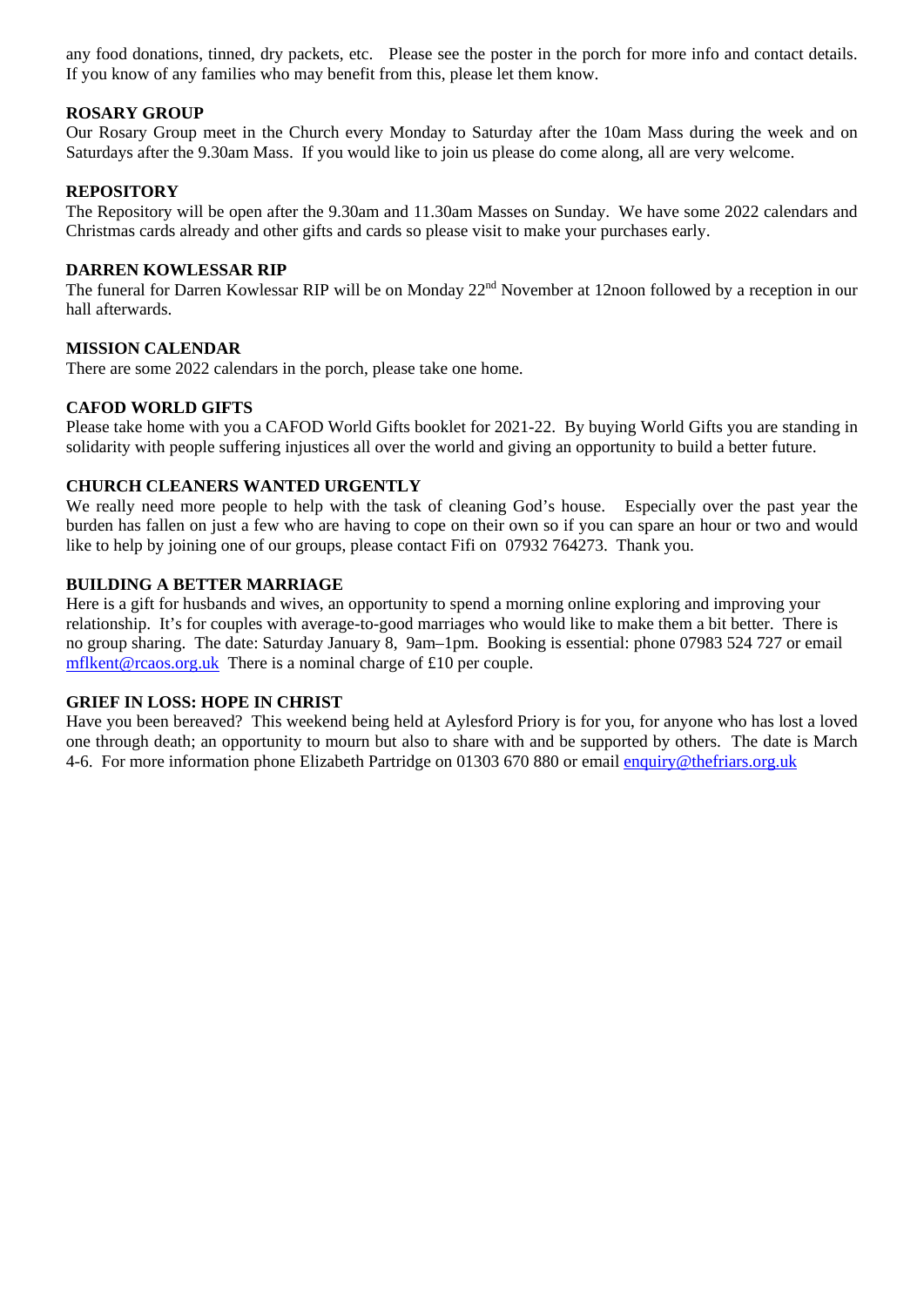any food donations, tinned, dry packets, etc. Please see the poster in the porch for more info and contact details. If you know of any families who may benefit from this, please let them know.

**ROSARY GROUP**

Our Rosary Group meet in the Church every Monday to Saturday after the 10am Mass during the week and on Saturdays after the 9.30am Mass. If you would like to join us please do come along, all are very welcome.

**REPOSITORY**

The Repository will be open after the 9.30am and 11.30am Masses on Sunday. We have some 2022 calendars and Christmas cards already and other gifts and cards so please visit to make your purchases early.

**DARREN KOWLESSAR RIP**

The funeral for Darren Kowlessar RIP will be on Monday 22nd November at 12noon followed by a reception in our hall afterwards.

**MISSION CALENDAR**

There are some 2022 calendars in the porch, please take one home.

**CAFOD WORLD GIFTS**

Please take home with you a CAFOD World Gifts booklet for 2021-22. By buying World Gifts you are standing in solidarity with people suffering injustices all over the world and giving an opportunity to build a better future.

**CHURCH CLEANERS WANTED URGENTLY**

We really need more people to help with the task of cleaning God's house. Especially over the past year the burden has fallen on just a few who are having to cope on their own so if you can spare an hour or two and would like to help by joining one of our groups, please contact Fifi on 07932 764273. Thank you.

**BUILDING A BETTER MARRIAGE**

Here is a gift for husbands and wives, an opportunity to spend a morning online exploring and improving your relationship. It's for couples with average-to-good marriages who would like to make them a bit better. There is no group sharing. The date: Saturday January 8, 9am–1pm. Booking is essential: phone 07983 524 727 or email mflkent@rcaos.org.uk There is a nominal charge of £10 per couple.

**GRIEF IN LOSS: HOPE IN CHRIST**

Have you been bereaved? This weekend being held at Aylesford Priory is for you, for anyone who has lost a loved one through death; an opportunity to mourn but also to share with and be supported by others. The date is March 4-6. For more information phone Elizabeth Partridge on 01303 670 880 or email enquiry@thefriars.org.uk